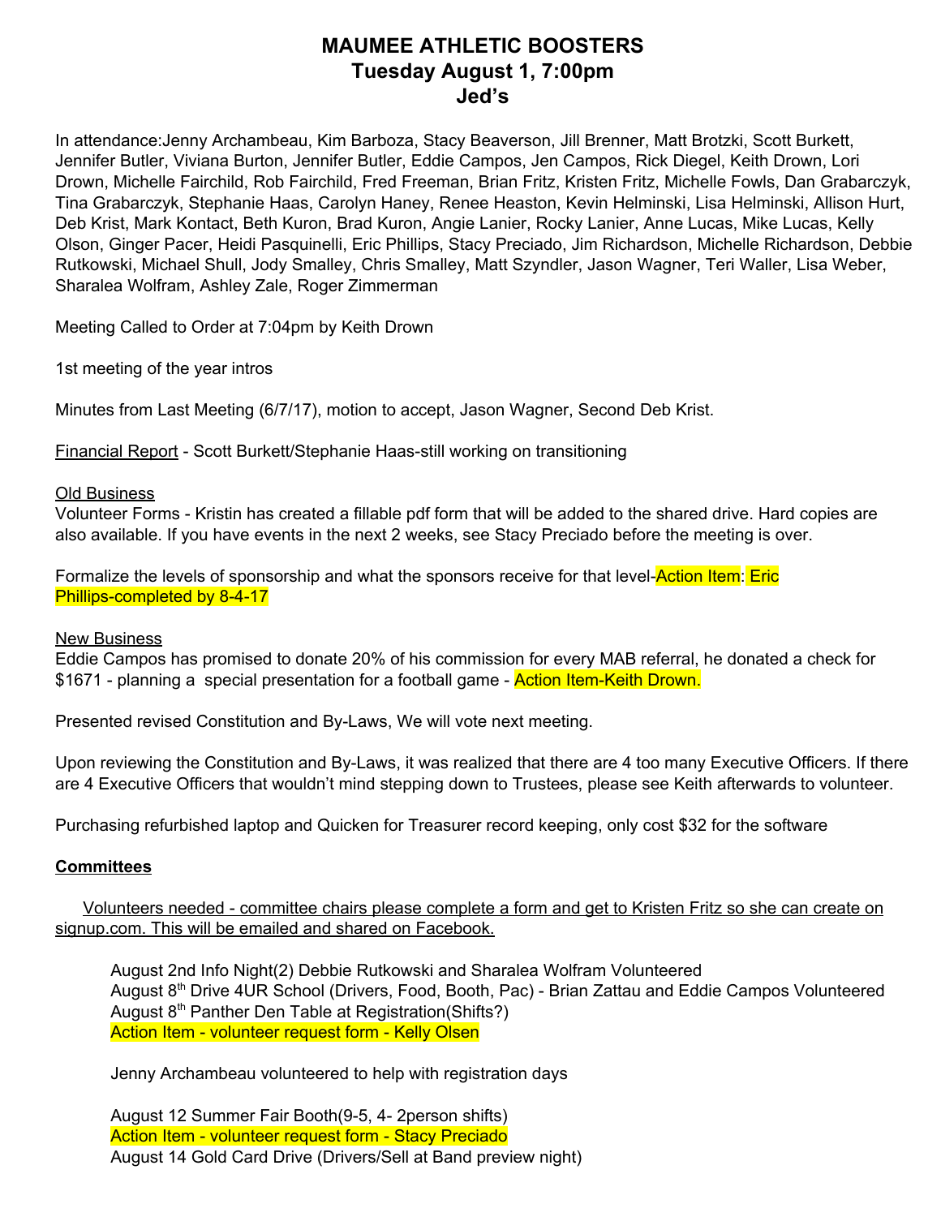# MAUMEE ATHLETIC BOOSTERS
## Tuesday August 1, 7:00pm
## Jed's

In attendance:Jenny Archambeau, Kim Barboza, Stacy Beaverson, Jill Brenner, Matt Brotzki, Scott Burkett, Jennifer Butler, Viviana Burton, Jennifer Butler, Eddie Campos, Jen Campos, Rick Diegel, Keith Drown, Lori Drown, Michelle Fairchild, Rob Fairchild, Fred Freeman, Brian Fritz, Kristen Fritz, Michelle Fowls, Dan Grabarczyk, Tina Grabarczyk, Stephanie Haas, Carolyn Haney, Renee Heaston, Kevin Helminski, Lisa Helminski, Allison Hurt, Deb Krist, Mark Kontact, Beth Kuron, Brad Kuron, Angie Lanier, Rocky Lanier, Anne Lucas, Mike Lucas, Kelly Olson, Ginger Pacer, Heidi Pasquinelli, Eric Phillips, Stacy Preciado, Jim Richardson, Michelle Richardson, Debbie Rutkowski, Michael Shull, Jody Smalley, Chris Smalley, Matt Szyndler, Jason Wagner, Teri Waller, Lisa Weber, Sharalea Wolfram, Ashley Zale, Roger Zimmerman

Meeting Called to Order at 7:04pm by Keith Drown

1st meeting of the year intros

Minutes from Last Meeting (6/7/17), motion to accept, Jason Wagner, Second Deb Krist.

Financial Report - Scott Burkett/Stephanie Haas-still working on transitioning

Old Business

Volunteer Forms - Kristin has created a fillable pdf form that will be added to the shared drive. Hard copies are also available. If you have events in the next 2 weeks, see Stacy Preciado before the meeting is over.

Formalize the levels of sponsorship and what the sponsors receive for that level-Action Item: Eric Phillips-completed by 8-4-17

New Business

Eddie Campos has promised to donate 20% of his commission for every MAB referral, he donated a check for $1671 - planning a special presentation for a football game - Action Item-Keith Drown.

Presented revised Constitution and By-Laws, We will vote next meeting.

Upon reviewing the Constitution and By-Laws, it was realized that there are 4 too many Executive Officers. If there are 4 Executive Officers that wouldn't mind stepping down to Trustees, please see Keith afterwards to volunteer.

Purchasing refurbished laptop and Quicken for Treasurer record keeping, only cost $32 for the software

**Committees**

Volunteers needed - committee chairs please complete a form and get to Kristen Fritz so she can create on signup.com. This will be emailed and shared on Facebook.

August 2nd Info Night(2) Debbie Rutkowski and Sharalea Wolfram Volunteered
August 8th Drive 4UR School (Drivers, Food, Booth, Pac) - Brian Zattau and Eddie Campos Volunteered
August 8th Panther Den Table at Registration(Shifts?)
Action Item - volunteer request form - Kelly Olsen

Jenny Archambeau volunteered to help with registration days

August 12 Summer Fair Booth(9-5, 4- 2person shifts)
Action Item - volunteer request form - Stacy Preciado
August 14 Gold Card Drive (Drivers/Sell at Band preview night)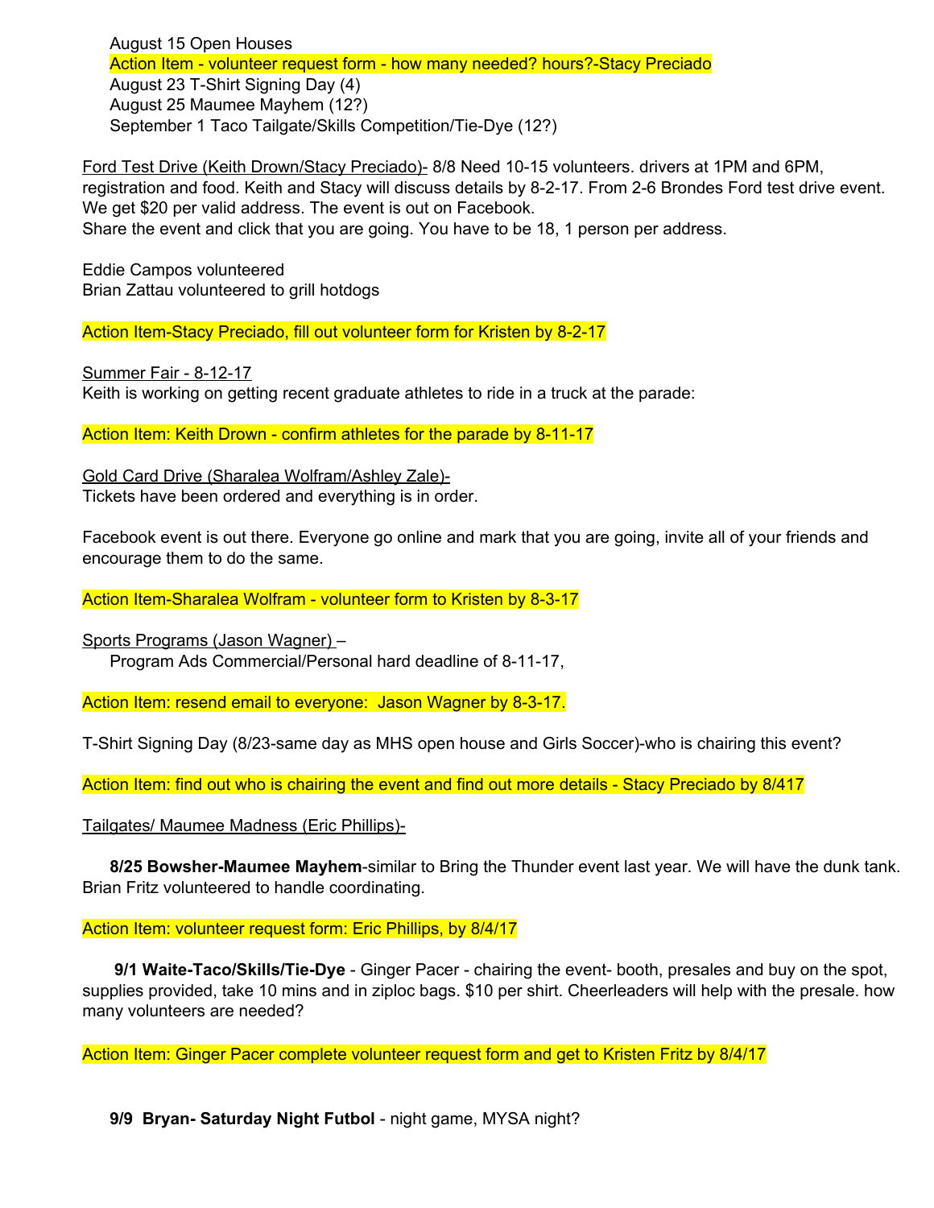August 15 Open Houses
Action Item - volunteer request form - how many needed? hours?-Stacy Preciado
August 23 T-Shirt Signing Day (4)
August 25 Maumee Mayhem (12?)
September 1 Taco Tailgate/Skills Competition/Tie-Dye (12?)

Ford Test Drive (Keith Drown/Stacy Preciado)- 8/8 Need 10-15 volunteers. drivers at 1PM and 6PM, registration and food. Keith and Stacy will discuss details by 8-2-17. From 2-6 Brondes Ford test drive event. We get $20 per valid address. The event is out on Facebook.
Share the event and click that you are going. You have to be 18, 1 person per address.

Eddie Campos volunteered
Brian Zattau volunteered to grill hotdogs

Action Item-Stacy Preciado, fill out volunteer form for Kristen by 8-2-17

Summer Fair - 8-12-17
Keith is working on getting recent graduate athletes to ride in a truck at the parade:

Action Item: Keith Drown - confirm athletes for the parade by 8-11-17

Gold Card Drive (Sharalea Wolfram/Ashley Zale)-
Tickets have been ordered and everything is in order.

Facebook event is out there. Everyone go online and mark that you are going, invite all of your friends and encourage them to do the same.

Action Item-Sharalea Wolfram - volunteer form to Kristen by 8-3-17

Sports Programs (Jason Wagner) –
Program Ads Commercial/Personal hard deadline of 8-11-17,

Action Item: resend email to everyone: Jason Wagner by 8-3-17.

T-Shirt Signing Day (8/23-same day as MHS open house and Girls Soccer)-who is chairing this event?

Action Item: find out who is chairing the event and find out more details - Stacy Preciado by 8/417

Tailgates/ Maumee Madness (Eric Phillips)-

**8/25 Bowsher-Maumee Mayhem**-similar to Bring the Thunder event last year. We will have the dunk tank. Brian Fritz volunteered to handle coordinating.

Action Item: volunteer request form: Eric Phillips, by 8/4/17

**9/1 Waite-Taco/Skills/Tie-Dye** - Ginger Pacer - chairing the event- booth, presales and buy on the spot, supplies provided, take 10 mins and in ziploc bags. $10 per shirt. Cheerleaders will help with the presale. how many volunteers are needed?

Action Item: Ginger Pacer complete volunteer request form and get to Kristen Fritz by 8/4/17

**9/9 Bryan- Saturday Night Futbol** - night game, MYSA night?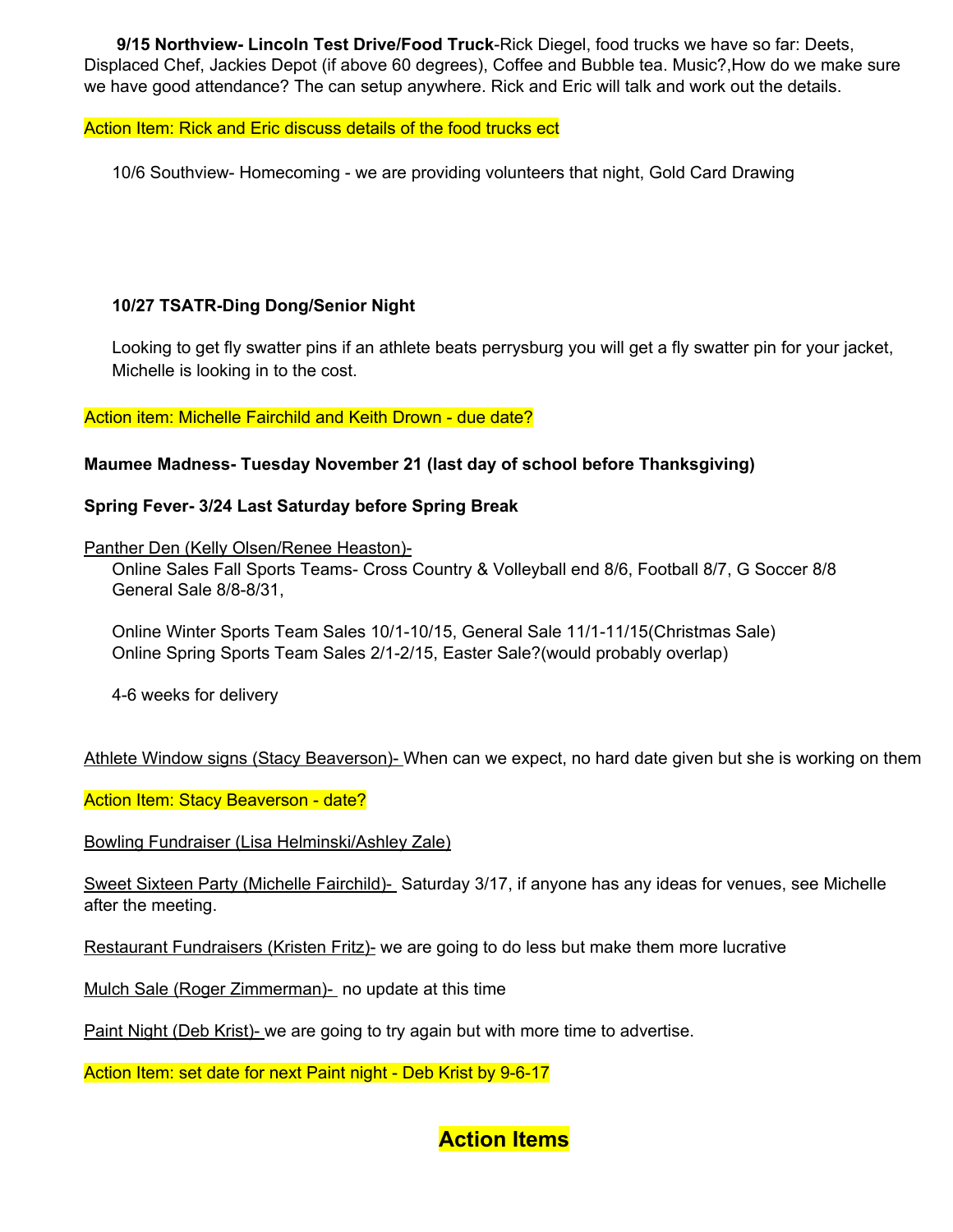**9/15 Northview- Lincoln Test Drive/Food Truck**-Rick Diegel, food trucks we have so far: Deets, Displaced Chef, Jackies Depot (if above 60 degrees), Coffee and Bubble tea. Music?,How do we make sure we have good attendance? The can setup anywhere. Rick and Eric will talk and work out the details.

Action Item: Rick and Eric discuss details of the food trucks ect

10/6 Southview- Homecoming - we are providing volunteers that night, Gold Card Drawing

**10/27 TSATR-Ding Dong/Senior Night**

Looking to get fly swatter pins if an athlete beats perrysburg you will get a fly swatter pin for your jacket, Michelle is looking in to the cost.

Action item: Michelle Fairchild and Keith Drown - due date?

**Maumee Madness- Tuesday November 21 (last day of school before Thanksgiving)**

**Spring Fever- 3/24 Last Saturday before Spring Break**

Panther Den (Kelly Olsen/Renee Heaston)-

Online Sales Fall Sports Teams- Cross Country & Volleyball end 8/6, Football 8/7, G Soccer 8/8
General Sale 8/8-8/31,

Online Winter Sports Team Sales 10/1-10/15, General Sale 11/1-11/15(Christmas Sale)
Online Spring Sports Team Sales 2/1-2/15, Easter Sale?(would probably overlap)

4-6 weeks for delivery

Athlete Window signs (Stacy Beaverson)- When can we expect, no hard date given but she is working on them

Action Item: Stacy Beaverson - date?

Bowling Fundraiser (Lisa Helminski/Ashley Zale)

Sweet Sixteen Party (Michelle Fairchild)- Saturday 3/17, if anyone has any ideas for venues, see Michelle after the meeting.

Restaurant Fundraisers (Kristen Fritz)- we are going to do less but make them more lucrative

Mulch Sale (Roger Zimmerman)- no update at this time

Paint Night (Deb Krist)- we are going to try again but with more time to advertise.

Action Item: set date for next Paint night - Deb Krist by 9-6-17

## Action Items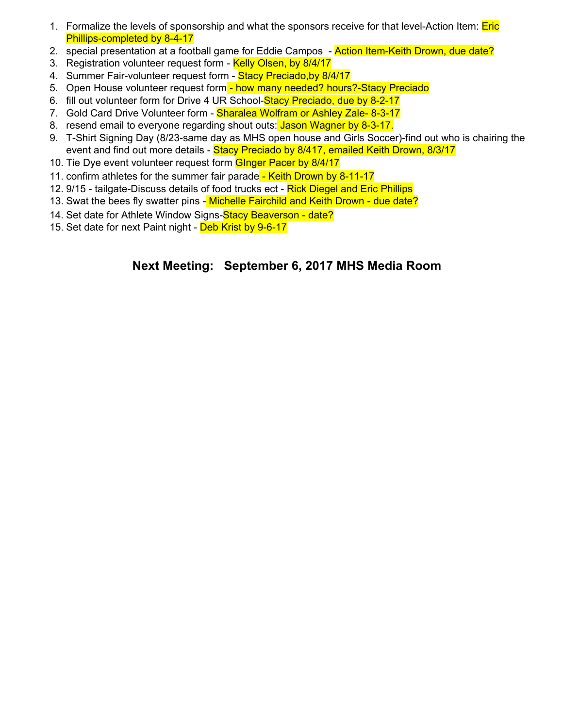1. Formalize the levels of sponsorship and what the sponsors receive for that level-Action Item: Eric Phillips-completed by 8-4-17
2. special presentation at a football game for Eddie Campos - Action Item-Keith Drown, due date?
3. Registration volunteer request form - Kelly Olsen, by 8/4/17
4. Summer Fair-volunteer request form - Stacy Preciado,by 8/4/17
5. Open House volunteer request form - how many needed? hours?-Stacy Preciado
6. fill out volunteer form for Drive 4 UR School-Stacy Preciado, due by 8-2-17
7. Gold Card Drive Volunteer form - Sharalea Wolfram or Ashley Zale- 8-3-17
8. resend email to everyone regarding shout outs: Jason Wagner by 8-3-17.
9. T-Shirt Signing Day (8/23-same day as MHS open house and Girls Soccer)-find out who is chairing the event and find out more details - Stacy Preciado by 8/417, emailed Keith Drown, 8/3/17
10. Tie Dye event volunteer request form GInger Pacer by 8/4/17
11. confirm athletes for the summer fair parade - Keith Drown by 8-11-17
12. 9/15 - tailgate-Discuss details of food trucks ect - Rick Diegel and Eric Phillips
13. Swat the bees fly swatter pins - Michelle Fairchild and Keith Drown - due date?
14. Set date for Athlete Window Signs-Stacy Beaverson - date?
15. Set date for next Paint night - Deb Krist by 9-6-17

**Next Meeting: September 6, 2017 MHS Media Room**